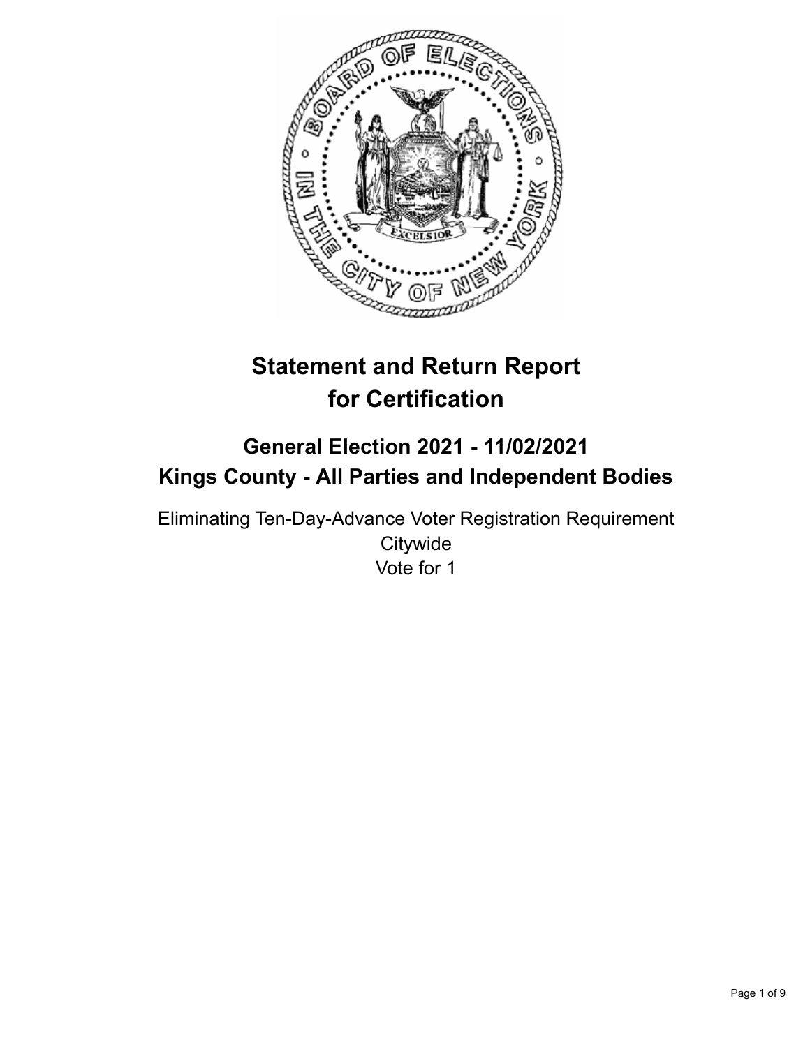# Statement and Return Report for Certification

## General Election 2021 - 11/02/2021
## Kings County - All Parties and Independent Bodies

Eliminating Ten-Day-Advance Voter Registration Requirement
Citywide
Vote for 1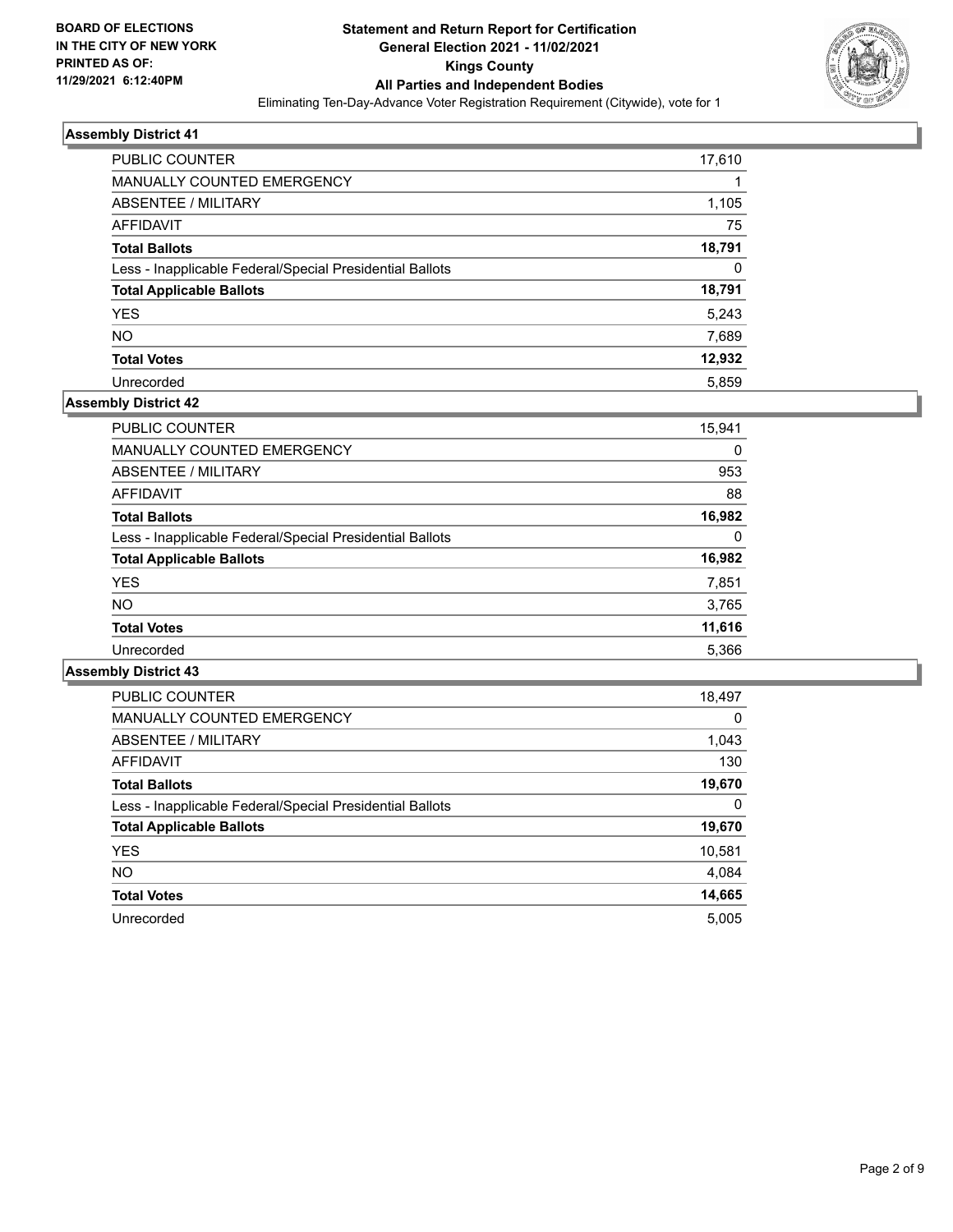**BOARD OF ELECTIONS IN THE CITY OF NEW YORK PRINTED AS OF: 11/29/2021 6:12:40PM**

# Statement and Return Report for Certification
## General Election 2021 - 11/02/2021
## Kings County
## All Parties and Independent Bodies

Eliminating Ten-Day-Advance Voter Registration Requirement (Citywide), vote for 1

### Assembly District 41

| | |
|---|---|
| PUBLIC COUNTER | 17,610 |
| MANUALLY COUNTED EMERGENCY | 1 |
| ABSENTEE / MILITARY | 1,105 |
| AFFIDAVIT | 75 |
| **Total Ballots** | **18,791** |
| Less - Inapplicable Federal/Special Presidential Ballots | 0 |
| **Total Applicable Ballots** | **18,791** |
| YES | 5,243 |
| NO | 7,689 |
| **Total Votes** | **12,932** |
| Unrecorded | 5,859 |

### Assembly District 42

| | |
|---|---|
| PUBLIC COUNTER | 15,941 |
| MANUALLY COUNTED EMERGENCY | 0 |
| ABSENTEE / MILITARY | 953 |
| AFFIDAVIT | 88 |
| **Total Ballots** | **16,982** |
| Less - Inapplicable Federal/Special Presidential Ballots | 0 |
| **Total Applicable Ballots** | **16,982** |
| YES | 7,851 |
| NO | 3,765 |
| **Total Votes** | **11,616** |
| Unrecorded | 5,366 |

### Assembly District 43

| | |
|---|---|
| PUBLIC COUNTER | 18,497 |
| MANUALLY COUNTED EMERGENCY | 0 |
| ABSENTEE / MILITARY | 1,043 |
| AFFIDAVIT | 130 |
| **Total Ballots** | **19,670** |
| Less - Inapplicable Federal/Special Presidential Ballots | 0 |
| **Total Applicable Ballots** | **19,670** |
| YES | 10,581 |
| NO | 4,084 |
| **Total Votes** | **14,665** |
| Unrecorded | 5,005 |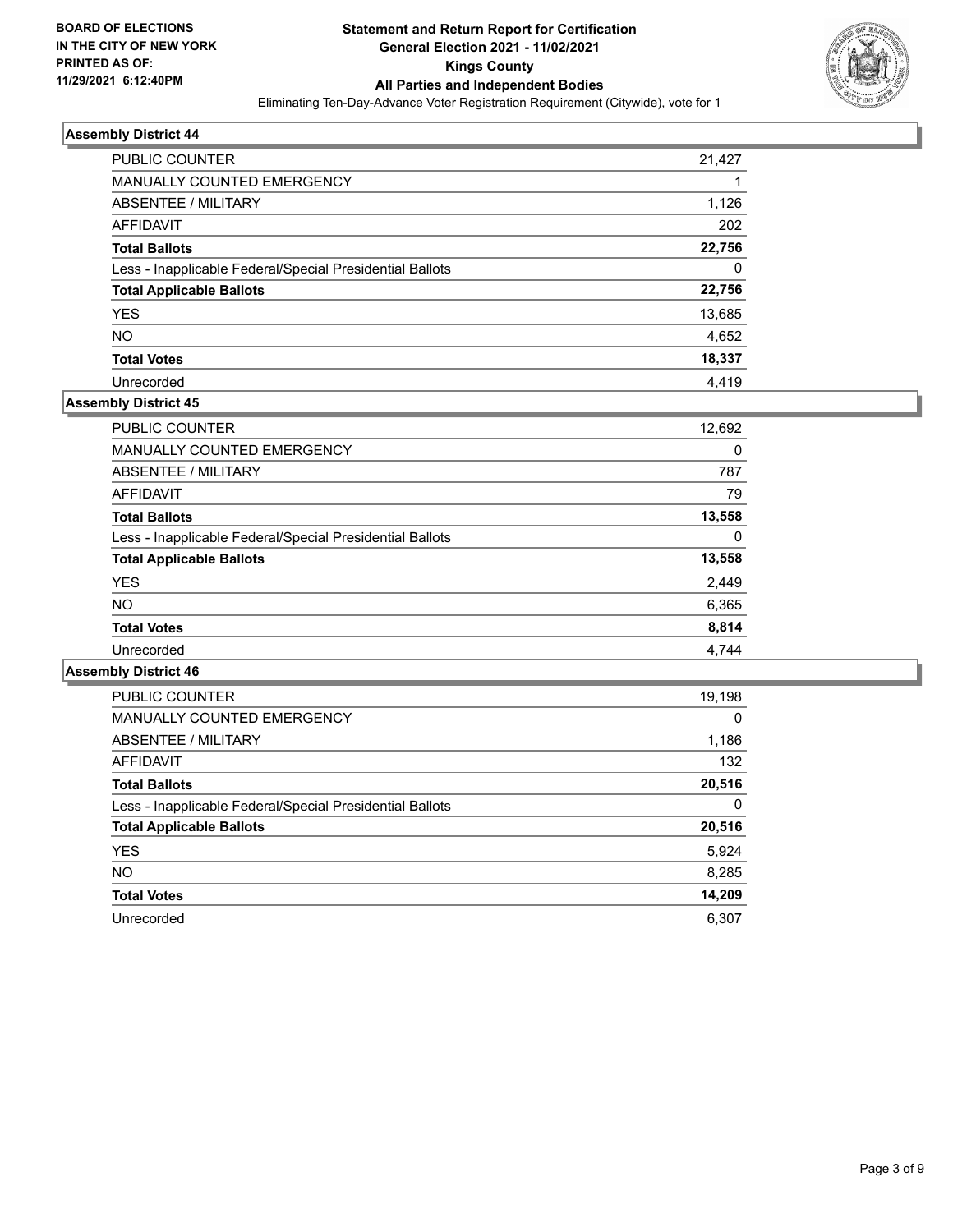BOARD OF ELECTIONS
IN THE CITY OF NEW YORK
PRINTED AS OF:
11/29/2021 6:12:40PM

# Statement and Return Report for Certification
## General Election 2021 - 11/02/2021
## Kings County
## All Parties and Independent Bodies

Eliminating Ten-Day-Advance Voter Registration Requirement (Citywide), vote for 1

### Assembly District 44

| | |
|---|---|
| PUBLIC COUNTER | 21,427 |
| MANUALLY COUNTED EMERGENCY | 1 |
| ABSENTEE / MILITARY | 1,126 |
| AFFIDAVIT | 202 |
| **Total Ballots** | **22,756** |
| Less - Inapplicable Federal/Special Presidential Ballots | 0 |
| **Total Applicable Ballots** | **22,756** |
| YES | 13,685 |
| NO | 4,652 |
| **Total Votes** | **18,337** |
| Unrecorded | 4,419 |

### Assembly District 45

| | |
|---|---|
| PUBLIC COUNTER | 12,692 |
| MANUALLY COUNTED EMERGENCY | 0 |
| ABSENTEE / MILITARY | 787 |
| AFFIDAVIT | 79 |
| **Total Ballots** | **13,558** |
| Less - Inapplicable Federal/Special Presidential Ballots | 0 |
| **Total Applicable Ballots** | **13,558** |
| YES | 2,449 |
| NO | 6,365 |
| **Total Votes** | **8,814** |
| Unrecorded | 4,744 |

### Assembly District 46

| | |
|---|---|
| PUBLIC COUNTER | 19,198 |
| MANUALLY COUNTED EMERGENCY | 0 |
| ABSENTEE / MILITARY | 1,186 |
| AFFIDAVIT | 132 |
| **Total Ballots** | **20,516** |
| Less - Inapplicable Federal/Special Presidential Ballots | 0 |
| **Total Applicable Ballots** | **20,516** |
| YES | 5,924 |
| NO | 8,285 |
| **Total Votes** | **14,209** |
| Unrecorded | 6,307 |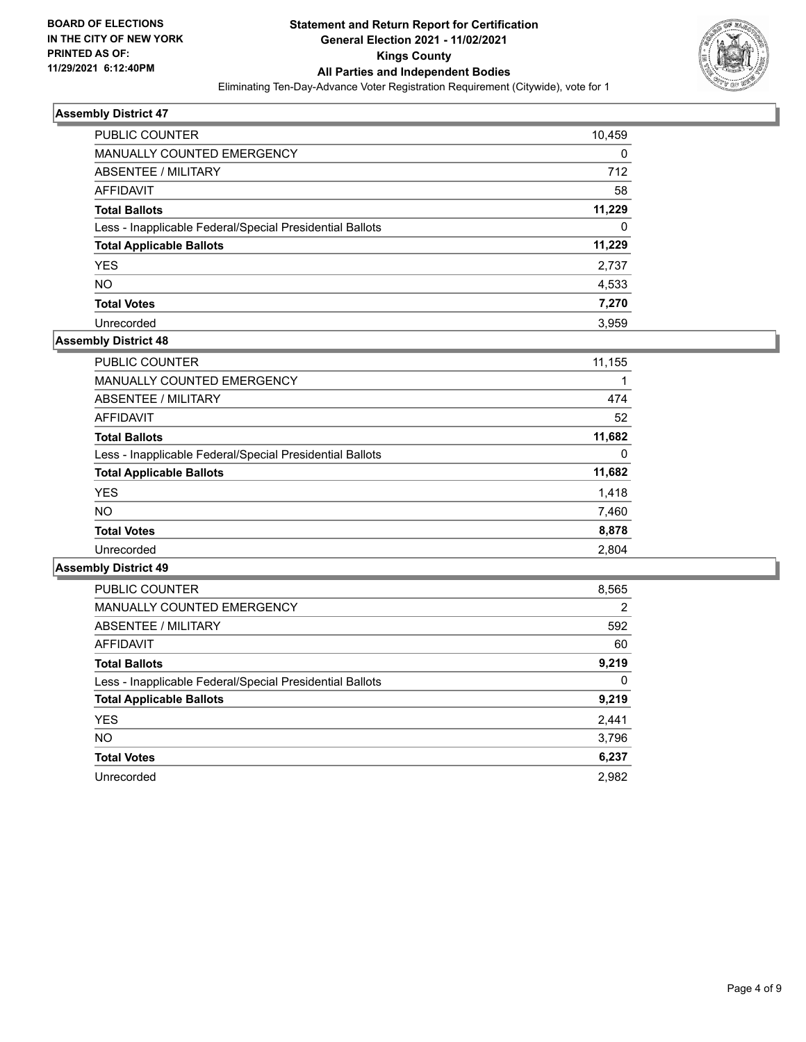BOARD OF ELECTIONS
IN THE CITY OF NEW YORK
PRINTED AS OF:
11/29/2021 6:12:40PM

# Statement and Return Report for Certification
## General Election 2021 - 11/02/2021
## Kings County
## All Parties and Independent Bodies

Eliminating Ten-Day-Advance Voter Registration Requirement (Citywide), vote for 1

### Assembly District 47

| | |
|---|---|
| PUBLIC COUNTER | 10,459 |
| MANUALLY COUNTED EMERGENCY | 0 |
| ABSENTEE / MILITARY | 712 |
| AFFIDAVIT | 58 |
| **Total Ballots** | **11,229** |
| Less - Inapplicable Federal/Special Presidential Ballots | 0 |
| **Total Applicable Ballots** | **11,229** |
| YES | 2,737 |
| NO | 4,533 |
| **Total Votes** | **7,270** |
| Unrecorded | 3,959 |

### Assembly District 48

| | |
|---|---|
| PUBLIC COUNTER | 11,155 |
| MANUALLY COUNTED EMERGENCY | 1 |
| ABSENTEE / MILITARY | 474 |
| AFFIDAVIT | 52 |
| **Total Ballots** | **11,682** |
| Less - Inapplicable Federal/Special Presidential Ballots | 0 |
| **Total Applicable Ballots** | **11,682** |
| YES | 1,418 |
| NO | 7,460 |
| **Total Votes** | **8,878** |
| Unrecorded | 2,804 |

### Assembly District 49

| | |
|---|---|
| PUBLIC COUNTER | 8,565 |
| MANUALLY COUNTED EMERGENCY | 2 |
| ABSENTEE / MILITARY | 592 |
| AFFIDAVIT | 60 |
| **Total Ballots** | **9,219** |
| Less - Inapplicable Federal/Special Presidential Ballots | 0 |
| **Total Applicable Ballots** | **9,219** |
| YES | 2,441 |
| NO | 3,796 |
| **Total Votes** | **6,237** |
| Unrecorded | 2,982 |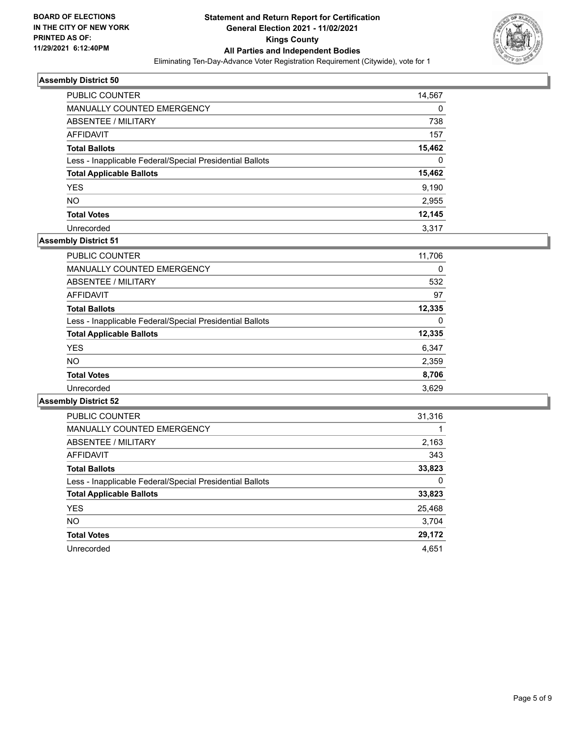**BOARD OF ELECTIONS IN THE CITY OF NEW YORK PRINTED AS OF: 11/29/2021 6:12:40PM**

# Statement and Return Report for Certification General Election 2021 - 11/02/2021 Kings County All Parties and Independent Bodies

Eliminating Ten-Day-Advance Voter Registration Requirement (Citywide), vote for 1

## Assembly District 50

| | |
|---|---|
| PUBLIC COUNTER | 14,567 |
| MANUALLY COUNTED EMERGENCY | 0 |
| ABSENTEE / MILITARY | 738 |
| AFFIDAVIT | 157 |
| **Total Ballots** | **15,462** |
| Less - Inapplicable Federal/Special Presidential Ballots | 0 |
| **Total Applicable Ballots** | **15,462** |
| YES | 9,190 |
| NO | 2,955 |
| **Total Votes** | **12,145** |
| Unrecorded | 3,317 |

## Assembly District 51

| | |
|---|---|
| PUBLIC COUNTER | 11,706 |
| MANUALLY COUNTED EMERGENCY | 0 |
| ABSENTEE / MILITARY | 532 |
| AFFIDAVIT | 97 |
| **Total Ballots** | **12,335** |
| Less - Inapplicable Federal/Special Presidential Ballots | 0 |
| **Total Applicable Ballots** | **12,335** |
| YES | 6,347 |
| NO | 2,359 |
| **Total Votes** | **8,706** |
| Unrecorded | 3,629 |

## Assembly District 52

| | |
|---|---|
| PUBLIC COUNTER | 31,316 |
| MANUALLY COUNTED EMERGENCY | 1 |
| ABSENTEE / MILITARY | 2,163 |
| AFFIDAVIT | 343 |
| **Total Ballots** | **33,823** |
| Less - Inapplicable Federal/Special Presidential Ballots | 0 |
| **Total Applicable Ballots** | **33,823** |
| YES | 25,468 |
| NO | 3,704 |
| **Total Votes** | **29,172** |
| Unrecorded | 4,651 |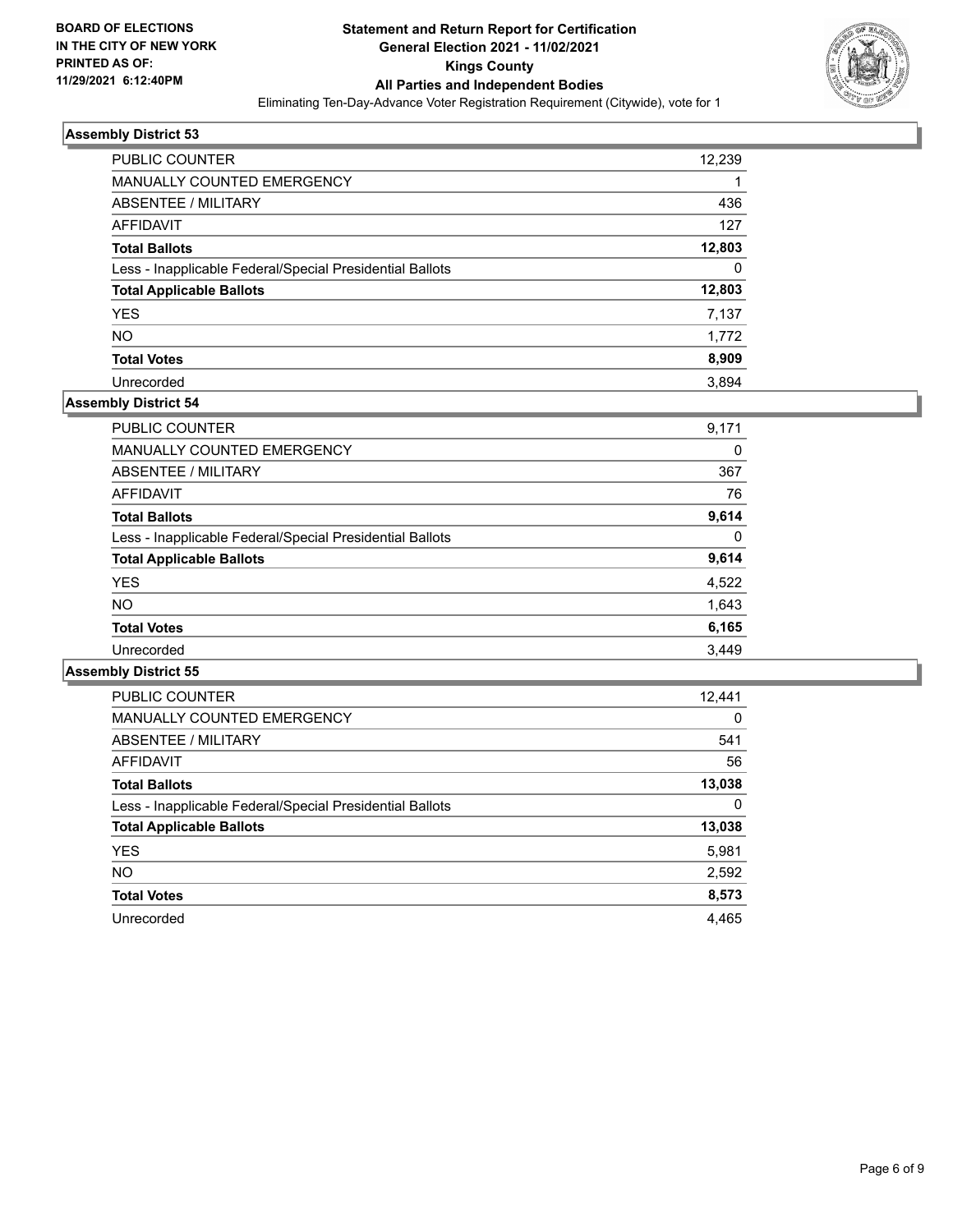BOARD OF ELECTIONS
IN THE CITY OF NEW YORK
PRINTED AS OF:
11/29/2021 6:12:40PM

# Statement and Return Report for Certification
## General Election 2021 - 11/02/2021
## Kings County
## All Parties and Independent Bodies

Eliminating Ten-Day-Advance Voter Registration Requirement (Citywide), vote for 1

### Assembly District 53

| | |
|---|---|
| PUBLIC COUNTER | 12,239 |
| MANUALLY COUNTED EMERGENCY | 1 |
| ABSENTEE / MILITARY | 436 |
| AFFIDAVIT | 127 |
| **Total Ballots** | **12,803** |
| Less - Inapplicable Federal/Special Presidential Ballots | 0 |
| **Total Applicable Ballots** | **12,803** |
| YES | 7,137 |
| NO | 1,772 |
| **Total Votes** | **8,909** |
| Unrecorded | 3,894 |

### Assembly District 54

| | |
|---|---|
| PUBLIC COUNTER | 9,171 |
| MANUALLY COUNTED EMERGENCY | 0 |
| ABSENTEE / MILITARY | 367 |
| AFFIDAVIT | 76 |
| **Total Ballots** | **9,614** |
| Less - Inapplicable Federal/Special Presidential Ballots | 0 |
| **Total Applicable Ballots** | **9,614** |
| YES | 4,522 |
| NO | 1,643 |
| **Total Votes** | **6,165** |
| Unrecorded | 3,449 |

### Assembly District 55

| | |
|---|---|
| PUBLIC COUNTER | 12,441 |
| MANUALLY COUNTED EMERGENCY | 0 |
| ABSENTEE / MILITARY | 541 |
| AFFIDAVIT | 56 |
| **Total Ballots** | **13,038** |
| Less - Inapplicable Federal/Special Presidential Ballots | 0 |
| **Total Applicable Ballots** | **13,038** |
| YES | 5,981 |
| NO | 2,592 |
| **Total Votes** | **8,573** |
| Unrecorded | 4,465 |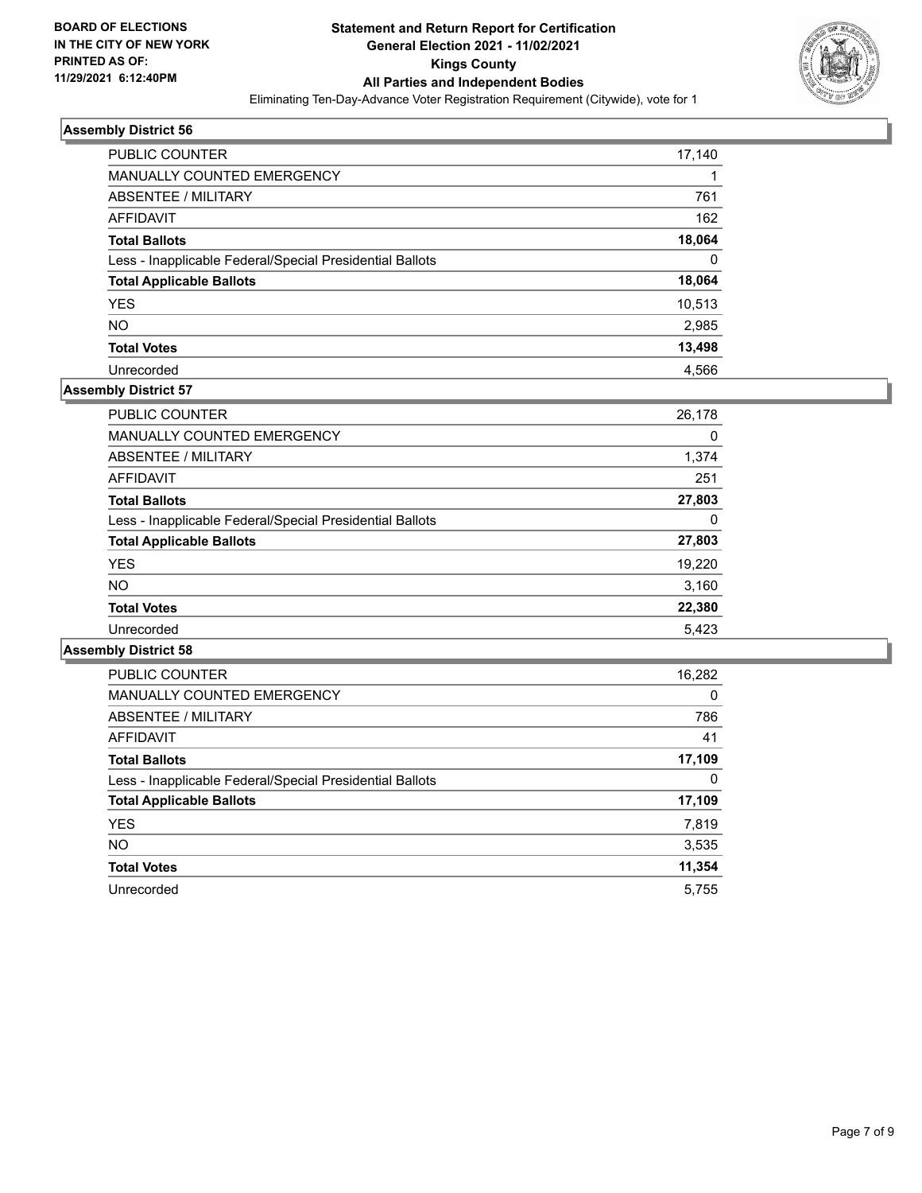BOARD OF ELECTIONS
IN THE CITY OF NEW YORK
PRINTED AS OF:
11/29/2021 6:12:40PM

**Statement and Return Report for Certification**
**General Election 2021 - 11/02/2021**
**Kings County**
**All Parties and Independent Bodies**
Eliminating Ten-Day-Advance Voter Registration Requirement (Citywide), vote for 1

### Assembly District 56

| | |
|---|---|
| PUBLIC COUNTER | 17,140 |
| MANUALLY COUNTED EMERGENCY | 1 |
| ABSENTEE / MILITARY | 761 |
| AFFIDAVIT | 162 |
| **Total Ballots** | **18,064** |
| Less - Inapplicable Federal/Special Presidential Ballots | 0 |
| **Total Applicable Ballots** | **18,064** |
| YES | 10,513 |
| NO | 2,985 |
| **Total Votes** | **13,498** |
| Unrecorded | 4,566 |

### Assembly District 57

| | |
|---|---|
| PUBLIC COUNTER | 26,178 |
| MANUALLY COUNTED EMERGENCY | 0 |
| ABSENTEE / MILITARY | 1,374 |
| AFFIDAVIT | 251 |
| **Total Ballots** | **27,803** |
| Less - Inapplicable Federal/Special Presidential Ballots | 0 |
| **Total Applicable Ballots** | **27,803** |
| YES | 19,220 |
| NO | 3,160 |
| **Total Votes** | **22,380** |
| Unrecorded | 5,423 |

### Assembly District 58

| | |
|---|---|
| PUBLIC COUNTER | 16,282 |
| MANUALLY COUNTED EMERGENCY | 0 |
| ABSENTEE / MILITARY | 786 |
| AFFIDAVIT | 41 |
| **Total Ballots** | **17,109** |
| Less - Inapplicable Federal/Special Presidential Ballots | 0 |
| **Total Applicable Ballots** | **17,109** |
| YES | 7,819 |
| NO | 3,535 |
| **Total Votes** | **11,354** |
| Unrecorded | 5,755 |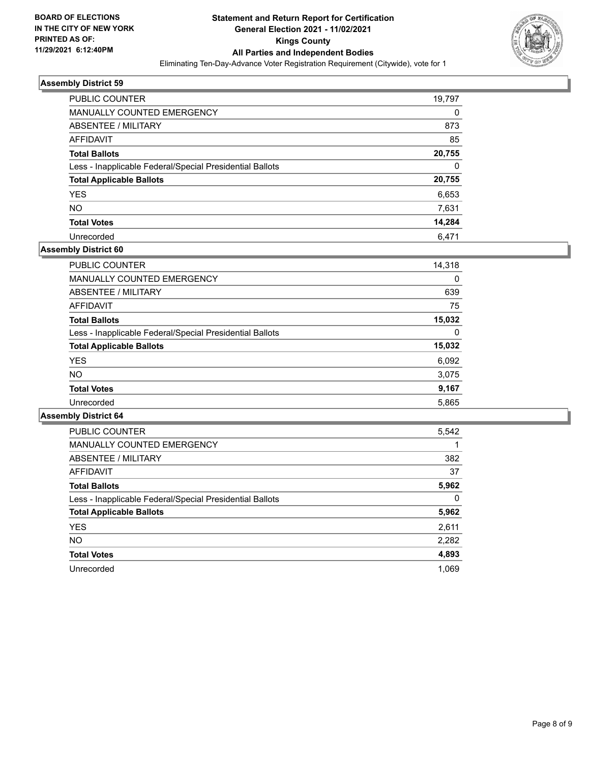**BOARD OF ELECTIONS IN THE CITY OF NEW YORK PRINTED AS OF: 11/29/2021 6:12:40PM**

# Statement and Return Report for Certification General Election 2021 - 11/02/2021 Kings County All Parties and Independent Bodies

Eliminating Ten-Day-Advance Voter Registration Requirement (Citywide), vote for 1

### Assembly District 59

| | |
|---|---|
| PUBLIC COUNTER | 19,797 |
| MANUALLY COUNTED EMERGENCY | 0 |
| ABSENTEE / MILITARY | 873 |
| AFFIDAVIT | 85 |
| **Total Ballots** | **20,755** |
| Less - Inapplicable Federal/Special Presidential Ballots | 0 |
| **Total Applicable Ballots** | **20,755** |
| YES | 6,653 |
| NO | 7,631 |
| **Total Votes** | **14,284** |
| Unrecorded | 6,471 |

### Assembly District 60

| | |
|---|---|
| PUBLIC COUNTER | 14,318 |
| MANUALLY COUNTED EMERGENCY | 0 |
| ABSENTEE / MILITARY | 639 |
| AFFIDAVIT | 75 |
| **Total Ballots** | **15,032** |
| Less - Inapplicable Federal/Special Presidential Ballots | 0 |
| **Total Applicable Ballots** | **15,032** |
| YES | 6,092 |
| NO | 3,075 |
| **Total Votes** | **9,167** |
| Unrecorded | 5,865 |

### Assembly District 64

| | |
|---|---|
| PUBLIC COUNTER | 5,542 |
| MANUALLY COUNTED EMERGENCY | 1 |
| ABSENTEE / MILITARY | 382 |
| AFFIDAVIT | 37 |
| **Total Ballots** | **5,962** |
| Less - Inapplicable Federal/Special Presidential Ballots | 0 |
| **Total Applicable Ballots** | **5,962** |
| YES | 2,611 |
| NO | 2,282 |
| **Total Votes** | **4,893** |
| Unrecorded | 1,069 |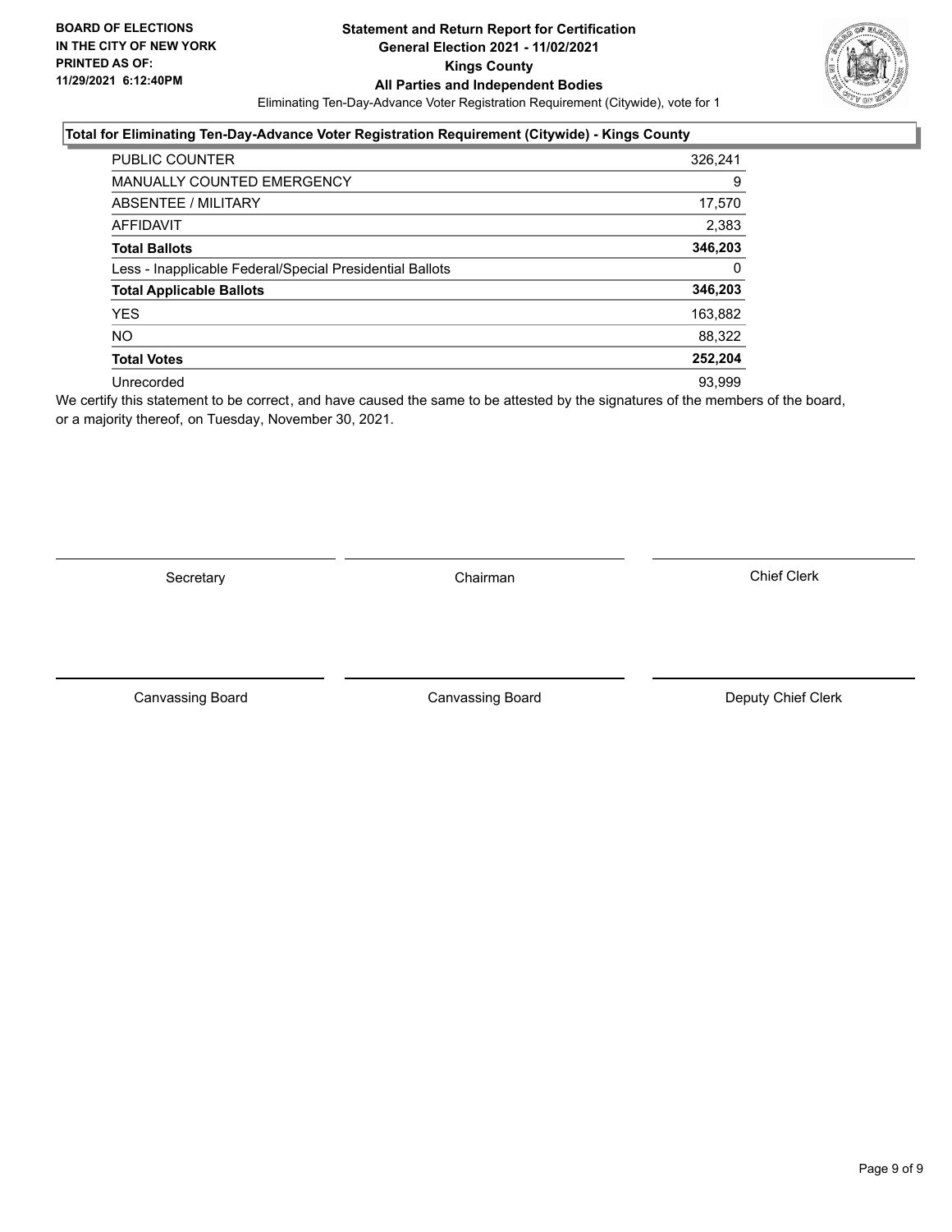**BOARD OF ELECTIONS IN THE CITY OF NEW YORK PRINTED AS OF: 11/29/2021 6:12:40PM**

**Statement and Return Report for Certification General Election 2021 - 11/02/2021 Kings County All Parties and Independent Bodies**

Eliminating Ten-Day-Advance Voter Registration Requirement (Citywide), vote for 1

### Total for Eliminating Ten-Day-Advance Voter Registration Requirement (Citywide) - Kings County

| | |
|---|---|
| PUBLIC COUNTER | 326,241 |
| MANUALLY COUNTED EMERGENCY | 9 |
| ABSENTEE / MILITARY | 17,570 |
| AFFIDAVIT | 2,383 |
| **Total Ballots** | **346,203** |
| Less - Inapplicable Federal/Special Presidential Ballots | 0 |
| **Total Applicable Ballots** | **346,203** |
| YES | 163,882 |
| NO | 88,322 |
| **Total Votes** | **252,204** |
| Unrecorded | 93,999 |

We certify this statement to be correct, and have caused the same to be attested by the signatures of the members of the board, or a majority thereof, on Tuesday, November 30, 2021.

Secretary | Chairman | Chief Clerk

Canvassing Board | Canvassing Board | Deputy Chief Clerk